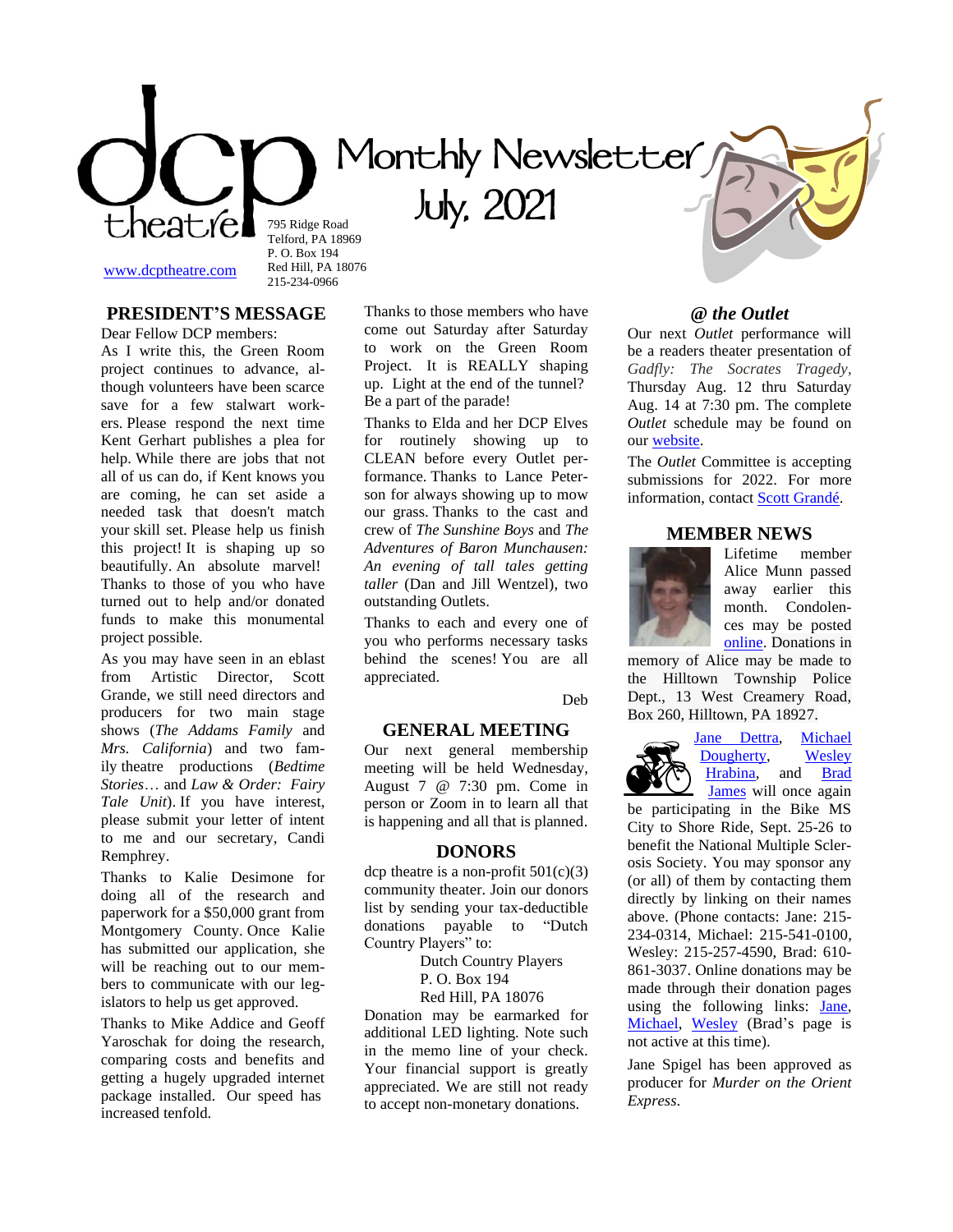# dcp theatre — Monthly Newsletter

## July, 2021

795 Ridge Road
Telford, PA 18969
P. O. Box 194
Red Hill, PA 18076
215-234-0966

www.dcptheatre.com

## PRESIDENT'S MESSAGE

Dear Fellow DCP members:

As I write this, the Green Room project continues to advance, although volunteers have been scarce save for a few stalwart workers. Please respond the next time Kent Gerhart publishes a plea for help. While there are jobs that not all of us can do, if Kent knows you are coming, he can set aside a needed task that doesn't match your skill set. Please help us finish this project! It is shaping up so beautifully. An absolute marvel! Thanks to those of you who have turned out to help and/or donated funds to make this monumental project possible.

As you may have seen in an eblast from Artistic Director, Scott Grande, we still need directors and producers for two main stage shows (*The Addams Family* and *Mrs. California*) and two family theatre productions (*Bedtime Stories*… and *Law & Order: Fairy Tale Unit*). If you have interest, please submit your letter of intent to me and our secretary, Candi Remphrey.

Thanks to Kalie Desimone for doing all of the research and paperwork for a $50,000 grant from Montgomery County. Once Kalie has submitted our application, she will be reaching out to our members to communicate with our legislators to help us get approved.

Thanks to Mike Addice and Geoff Yaroschak for doing the research, comparing costs and benefits and getting a hugely upgraded internet package installed. Our speed has increased tenfold.

Thanks to those members who have come out Saturday after Saturday to work on the Green Room Project. It is REALLY shaping up. Light at the end of the tunnel? Be a part of the parade!

Thanks to Elda and her DCP Elves for routinely showing up to CLEAN before every Outlet performance. Thanks to Lance Peterson for always showing up to mow our grass. Thanks to the cast and crew of *The Sunshine Boys* and *The Adventures of Baron Munchausen: An evening of tall tales getting taller* (Dan and Jill Wentzel), two outstanding Outlets.

Thanks to each and every one of you who performs necessary tasks behind the scenes! You are all appreciated.

Deb

## GENERAL MEETING

Our next general membership meeting will be held Wednesday, August 7 @ 7:30 pm. Come in person or Zoom in to learn all that is happening and all that is planned.

## DONORS

dcp theatre is a non-profit 501(c)(3) community theater. Join our donors list by sending your tax-deductible donations payable to "Dutch Country Players" to:

Dutch Country Players
P. O. Box 194
Red Hill, PA 18076

Donation may be earmarked for additional LED lighting. Note such in the memo line of your check. Your financial support is greatly appreciated. We are still not ready to accept non-monetary donations.

## *@ the Outlet*

Our next *Outlet* performance will be a readers theater presentation of *Gadfly: The Socrates Tragedy*, Thursday Aug. 12 thru Saturday Aug. 14 at 7:30 pm. The complete *Outlet* schedule may be found on our website.

The *Outlet* Committee is accepting submissions for 2022. For more information, contact Scott Grandé.

## MEMBER NEWS

Lifetime member Alice Munn passed away earlier this month. Condolences may be posted online. Donations in memory of Alice may be made to the Hilltown Township Police Dept., 13 West Creamery Road, Box 260, Hilltown, PA 18927.

Jane Dettra, Michael Dougherty, Wesley Hrabina, and Brad James will once again be participating in the Bike MS City to Shore Ride, Sept. 25-26 to benefit the National Multiple Sclerosis Society. You may sponsor any (or all) of them by contacting them directly by linking on their names above. (Phone contacts: Jane: 215-234-0314, Michael: 215-541-0100, Wesley: 215-257-4590, Brad: 610-861-3037. Online donations may be made through their donation pages using the following links: Jane, Michael, Wesley (Brad's page is not active at this time).

Jane Spigel has been approved as producer for *Murder on the Orient Express*.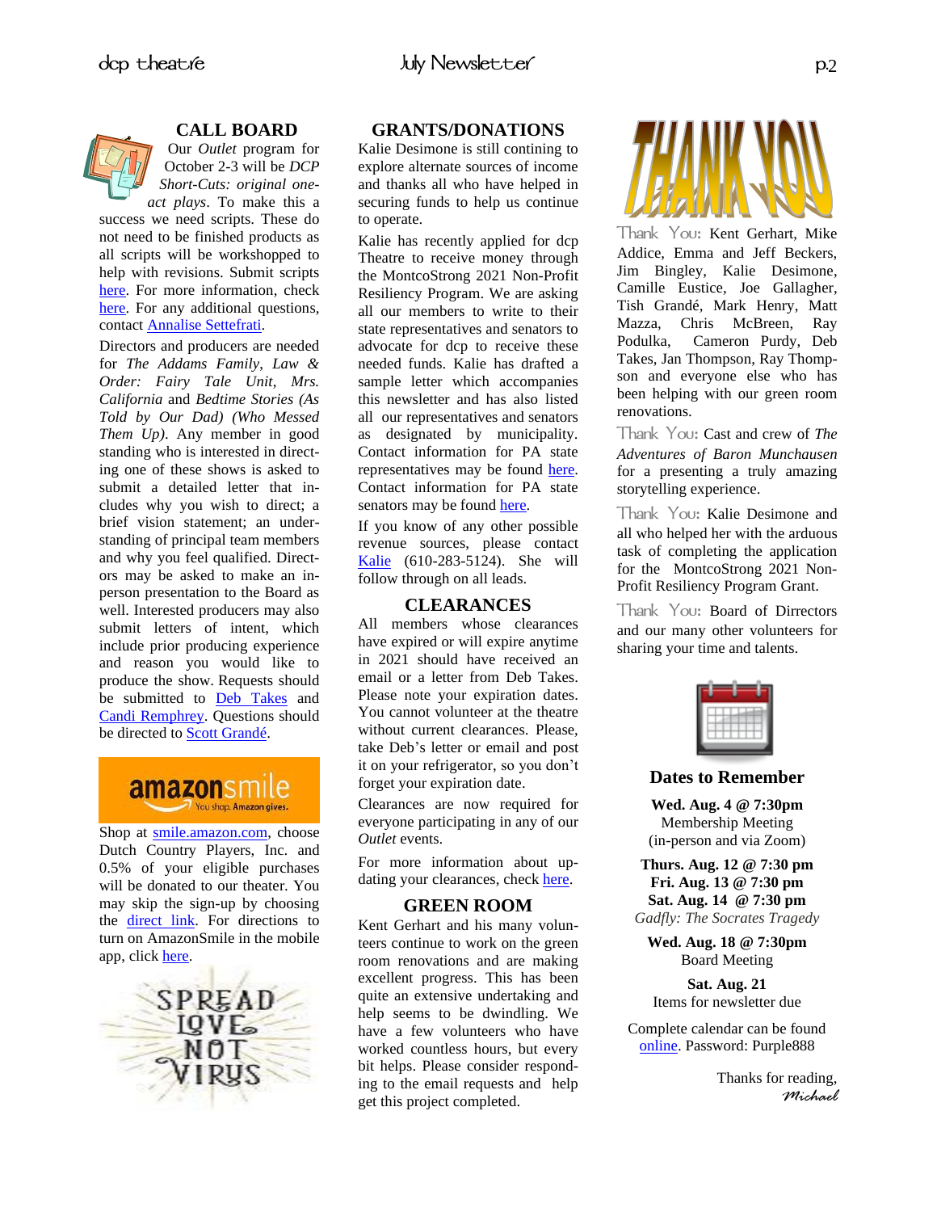## CALL BOARD

Our *Outlet* program for October 2-3 will be *DCP Short-Cuts: original one-act plays*. To make this a success we need scripts. These do not need to be finished products as all scripts will be workshopped to help with revisions. Submit scripts here. For more information, check here. For any additional questions, contact Annalise Settefrati.

Directors and producers are needed for *The Addams Family*, *Law & Order: Fairy Tale Unit*, *Mrs. California* and *Bedtime Stories (As Told by Our Dad) (Who Messed Them Up)*. Any member in good standing who is interested in directing one of these shows is asked to submit a detailed letter that includes why you wish to direct; a brief vision statement; an understanding of principal team members and why you feel qualified. Directors may be asked to make an in-person presentation to the Board as well. Interested producers may also submit letters of intent, which include prior producing experience and reason you would like to produce the show. Requests should be submitted to Deb Takes and Candi Remphrey. Questions should be directed to Scott Grandé.

amazonsmile
You shop. Amazon gives.

Shop at smile.amazon.com, choose Dutch Country Players, Inc. and 0.5% of your eligible purchases will be donated to our theater. You may skip the sign-up by choosing the direct link. For directions to turn on AmazonSmile in the mobile app, click here.

SPREAD LOVE NOT VIRUS

## GRANTS/DONATIONS

Kalie Desimone is still contining to explore alternate sources of income and thanks all who have helped in securing funds to help us continue to operate.

Kalie has recently applied for dcp Theatre to receive money through the MontcoStrong 2021 Non-Profit Resiliency Program. We are asking all our members to write to their state representatives and senators to advocate for dcp to receive these needed funds. Kalie has drafted a sample letter which accompanies this newsletter and has also listed all our representatives and senators as designated by municipality. Contact information for PA state representatives may be found here. Contact information for PA state senators may be found here.

If you know of any other possible revenue sources, please contact Kalie (610-283-5124). She will follow through on all leads.

## CLEARANCES

All members whose clearances have expired or will expire anytime in 2021 should have received an email or a letter from Deb Takes. Please note your expiration dates. You cannot volunteer at the theatre without current clearances. Please, take Deb's letter or email and post it on your refrigerator, so you don't forget your expiration date.

Clearances are now required for everyone participating in any of our *Outlet* events.

For more information about updating your clearances, check here.

## GREEN ROOM

Kent Gerhart and his many volunteers continue to work on the green room renovations and are making excellent progress. This has been quite an extensive undertaking and help seems to be dwindling. We have a few volunteers who have worked countless hours, but every bit helps. Please consider responding to the email requests and help get this project completed.

## THANK YOU

Thank You: Kent Gerhart, Mike Addice, Emma and Jeff Beckers, Jim Bingley, Kalie Desimone, Camille Eustice, Joe Gallagher, Tish Grandé, Mark Henry, Matt Mazza, Chris McBreen, Ray Podulka, Cameron Purdy, Deb Takes, Jan Thompson, Ray Thompson and everyone else who has been helping with our green room renovations.

Thank You: Cast and crew of *The Adventures of Baron Munchausen* for a presenting a truly amazing storytelling experience.

Thank You: Kalie Desimone and all who helped her with the arduous task of completing the application for the MontcoStrong 2021 Non-Profit Resiliency Program Grant.

Thank You: Board of Directors and our many other volunteers for sharing your time and talents.

## Dates to Remember

**Wed. Aug. 4 @ 7:30pm**
Membership Meeting
(in-person and via Zoom)

**Thurs. Aug. 12 @ 7:30 pm**
**Fri. Aug. 13 @ 7:30 pm**
**Sat. Aug. 14 @ 7:30 pm**
*Gadfly: The Socrates Tragedy*

**Wed. Aug. 18 @ 7:30pm**
Board Meeting

**Sat. Aug. 21**
Items for newsletter due

Complete calendar can be found online. Password: Purple888

Thanks for reading,
*Michael*